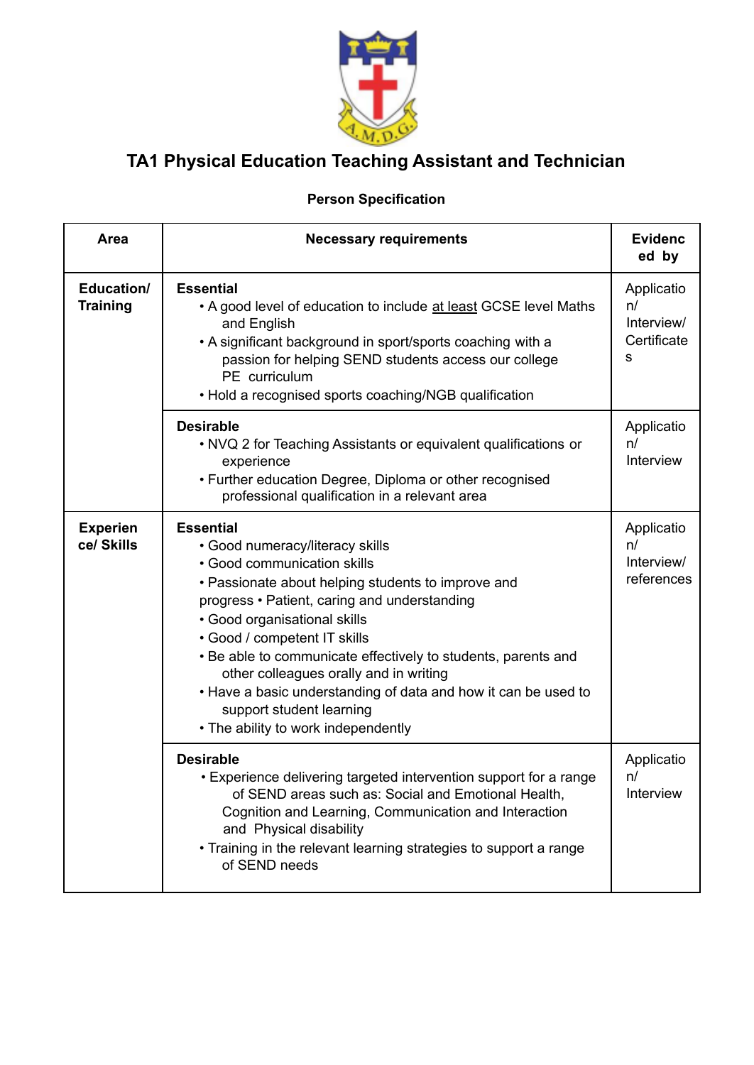# TA1 Physical Education Teaching Assistant and Technician

**Person Specification**

| Area | Necessary requirements | Evidenced by |
|---|---|---|
| **Education/ Training** | **Essential**<br>• A good level of education to include <u>at least</u> GCSE level Maths and English<br>• A significant background in sport/sports coaching with a passion for helping SEND students access our college PE curriculum<br>• Hold a recognised sports coaching/NGB qualification | Application/ Interview/ Certificates |
| | **Desirable**<br>• NVQ 2 for Teaching Assistants or equivalent qualifications or experience<br>• Further education Degree, Diploma or other recognised professional qualification in a relevant area | Application/ Interview |
| **Experience/ Skills** | **Essential**<br>• Good numeracy/literacy skills<br>• Good communication skills<br>• Passionate about helping students to improve and progress • Patient, caring and understanding<br>• Good organisational skills<br>• Good / competent IT skills<br>• Be able to communicate effectively to students, parents and other colleagues orally and in writing<br>• Have a basic understanding of data and how it can be used to support student learning<br>• The ability to work independently | Application/ Interview/ references |
| | **Desirable**<br>• Experience delivering targeted intervention support for a range of SEND areas such as: Social and Emotional Health, Cognition and Learning, Communication and Interaction and Physical disability<br>• Training in the relevant learning strategies to support a range of SEND needs | Application/ Interview |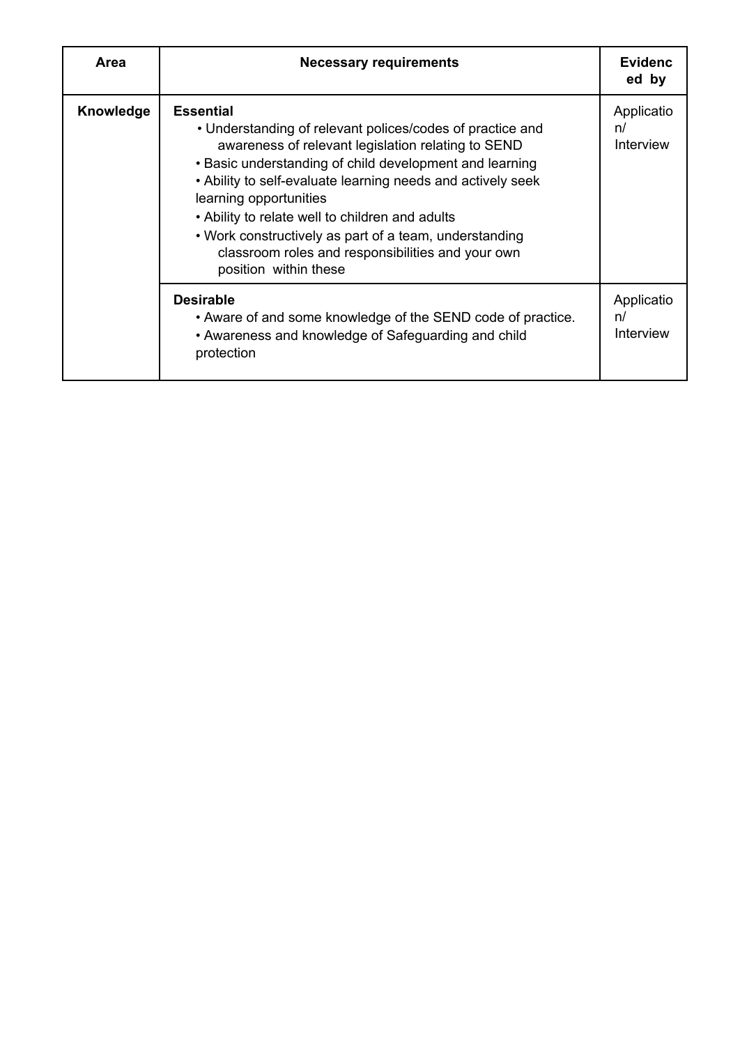| Area | Necessary requirements | Evidenced by |
|---|---|---|
| **Knowledge** | **Essential**<br>• Understanding of relevant polices/codes of practice and awareness of relevant legislation relating to SEND<br>• Basic understanding of child development and learning<br>• Ability to self-evaluate learning needs and actively seek learning opportunities<br>• Ability to relate well to children and adults<br>• Work constructively as part of a team, understanding classroom roles and responsibilities and your own position within these | Application/ Interview |
| | **Desirable**<br>• Aware of and some knowledge of the SEND code of practice.<br>• Awareness and knowledge of Safeguarding and child protection | Application/ Interview |